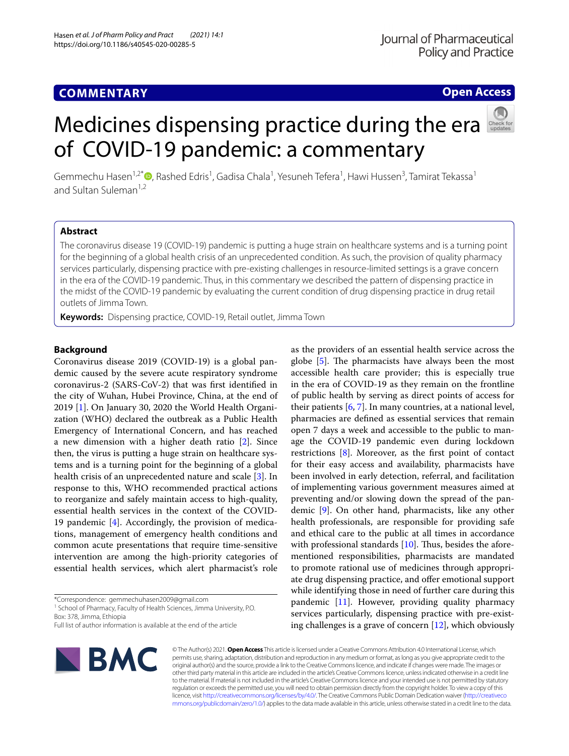COMMENTARY

Open Access

# Medicines dispensing practice during the era of COVID-19 pandemic: a commentary

Gemmechu Hasen[1,2*], Rashed Edris[1], Gadisa Chala[1], Yesuneh Tefera[1], Hawi Hussen[3], Tamirat Tekassa[1] and Sultan Suleman[1,2]

## Abstract

The coronavirus disease 19 (COVID-19) pandemic is putting a huge strain on healthcare systems and is a turning point for the beginning of a global health crisis of an unprecedented condition. As such, the provision of quality pharmacy services particularly, dispensing practice with pre-existing challenges in resource-limited settings is a grave concern in the era of the COVID-19 pandemic. Thus, in this commentary we described the pattern of dispensing practice in the midst of the COVID-19 pandemic by evaluating the current condition of drug dispensing practice in drug retail outlets of Jimma Town.

**Keywords:** Dispensing practice, COVID-19, Retail outlet, Jimma Town

## Background

Coronavirus disease 2019 (COVID-19) is a global pandemic caused by the severe acute respiratory syndrome coronavirus-2 (SARS-CoV-2) that was first identified in the city of Wuhan, Hubei Province, China, at the end of 2019 [1]. On January 30, 2020 the World Health Organization (WHO) declared the outbreak as a Public Health Emergency of International Concern, and has reached a new dimension with a higher death ratio [2]. Since then, the virus is putting a huge strain on healthcare systems and is a turning point for the beginning of a global health crisis of an unprecedented nature and scale [3]. In response to this, WHO recommended practical actions to reorganize and safely maintain access to high-quality, essential health services in the context of the COVID-19 pandemic [4]. Accordingly, the provision of medications, management of emergency health conditions and common acute presentations that require time-sensitive intervention are among the high-priority categories of essential health services, which alert pharmacist's role as the providers of an essential health service across the globe [5]. The pharmacists have always been the most accessible health care provider; this is especially true in the era of COVID-19 as they remain on the frontline of public health by serving as direct points of access for their patients [6, 7]. In many countries, at a national level, pharmacies are defined as essential services that remain open 7 days a week and accessible to the public to manage the COVID-19 pandemic even during lockdown restrictions [8]. Moreover, as the first point of contact for their easy access and availability, pharmacists have been involved in early detection, referral, and facilitation of implementing various government measures aimed at preventing and/or slowing down the spread of the pandemic [9]. On other hand, pharmacists, like any other health professionals, are responsible for providing safe and ethical care to the public at all times in accordance with professional standards [10]. Thus, besides the aforementioned responsibilities, pharmacists are mandated to promote rational use of medicines through appropriate drug dispensing practice, and offer emotional support while identifying those in need of further care during this pandemic [11]. However, providing quality pharmacy services particularly, dispensing practice with pre-existing challenges is a grave of concern [12], which obviously

*Correspondence: gemmechuhasen2009@gmail.com
[1] School of Pharmacy, Faculty of Health Sciences, Jimma University, P.O. Box: 378, Jimma, Ethiopia
Full list of author information is available at the end of the article

© The Author(s) 2021. **Open Access** This article is licensed under a Creative Commons Attribution 4.0 International License, which permits use, sharing, adaptation, distribution and reproduction in any medium or format, as long as you give appropriate credit to the original author(s) and the source, provide a link to the Creative Commons licence, and indicate if changes were made. The images or other third party material in this article are included in the article's Creative Commons licence, unless indicated otherwise in a credit line to the material. If material is not included in the article's Creative Commons licence and your intended use is not permitted by statutory regulation or exceeds the permitted use, you will need to obtain permission directly from the copyright holder. To view a copy of this licence, visit http://creativecommons.org/licenses/by/4.0/. The Creative Commons Public Domain Dedication waiver (http://creativecommons.org/publicdomain/zero/1.0/) applies to the data made available in this article, unless otherwise stated in a credit line to the data.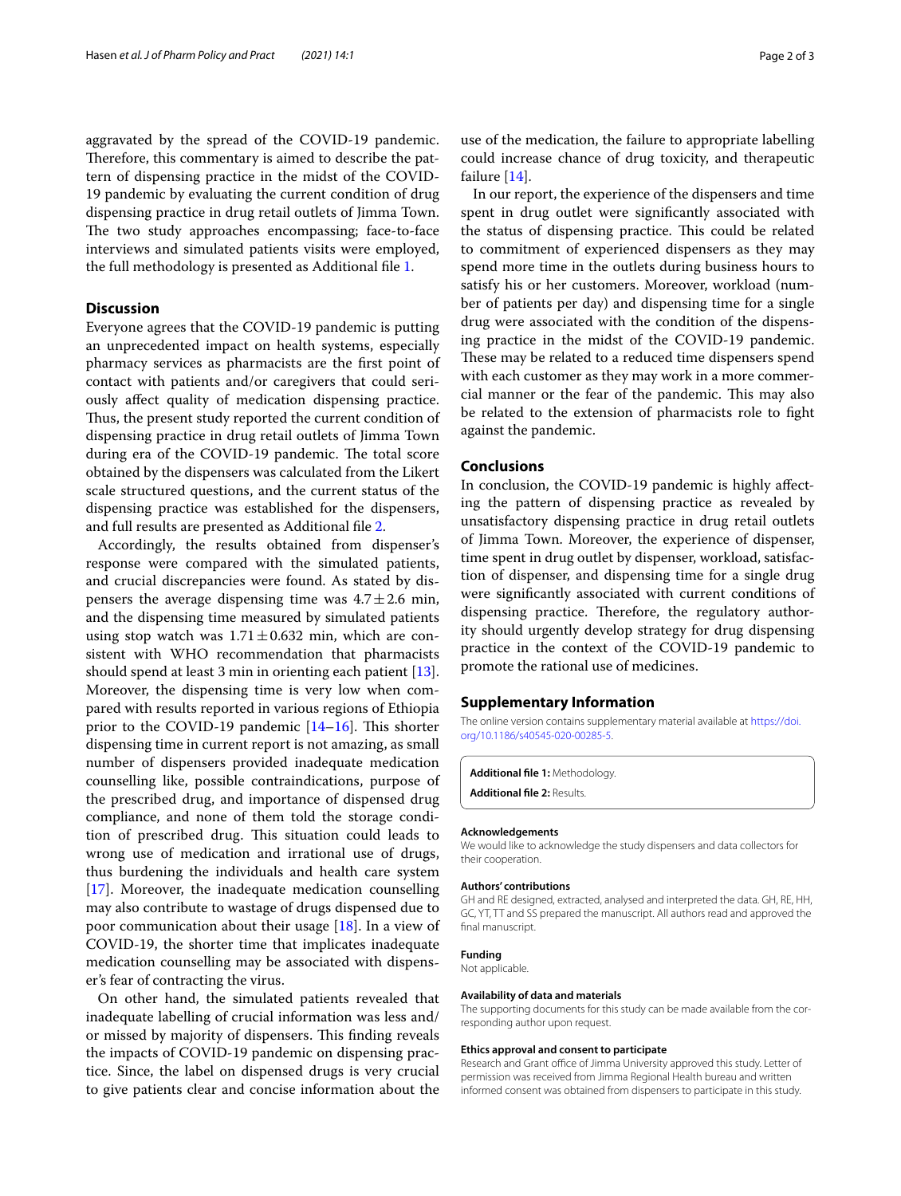aggravated by the spread of the COVID-19 pandemic. Therefore, this commentary is aimed to describe the pattern of dispensing practice in the midst of the COVID-19 pandemic by evaluating the current condition of drug dispensing practice in drug retail outlets of Jimma Town. The two study approaches encompassing; face-to-face interviews and simulated patients visits were employed, the full methodology is presented as Additional file 1.

## Discussion

Everyone agrees that the COVID-19 pandemic is putting an unprecedented impact on health systems, especially pharmacy services as pharmacists are the first point of contact with patients and/or caregivers that could seriously affect quality of medication dispensing practice. Thus, the present study reported the current condition of dispensing practice in drug retail outlets of Jimma Town during era of the COVID-19 pandemic. The total score obtained by the dispensers was calculated from the Likert scale structured questions, and the current status of the dispensing practice was established for the dispensers, and full results are presented as Additional file 2.

Accordingly, the results obtained from dispenser's response were compared with the simulated patients, and crucial discrepancies were found. As stated by dispensers the average dispensing time was $4.7 \pm 2.6$ min, and the dispensing time measured by simulated patients using stop watch was $1.71 \pm 0.632$ min, which are consistent with WHO recommendation that pharmacists should spend at least 3 min in orienting each patient [13]. Moreover, the dispensing time is very low when compared with results reported in various regions of Ethiopia prior to the COVID-19 pandemic [14–16]. This shorter dispensing time in current report is not amazing, as small number of dispensers provided inadequate medication counselling like, possible contraindications, purpose of the prescribed drug, and importance of dispensed drug compliance, and none of them told the storage condition of prescribed drug. This situation could leads to wrong use of medication and irrational use of drugs, thus burdening the individuals and health care system [17]. Moreover, the inadequate medication counselling may also contribute to wastage of drugs dispensed due to poor communication about their usage [18]. In a view of COVID-19, the shorter time that implicates inadequate medication counselling may be associated with dispenser's fear of contracting the virus.

On other hand, the simulated patients revealed that inadequate labelling of crucial information was less and/or missed by majority of dispensers. This finding reveals the impacts of COVID-19 pandemic on dispensing practice. Since, the label on dispensed drugs is very crucial to give patients clear and concise information about the use of the medication, the failure to appropriate labelling could increase chance of drug toxicity, and therapeutic failure [14].

In our report, the experience of the dispensers and time spent in drug outlet were significantly associated with the status of dispensing practice. This could be related to commitment of experienced dispensers as they may spend more time in the outlets during business hours to satisfy his or her customers. Moreover, workload (number of patients per day) and dispensing time for a single drug were associated with the condition of the dispensing practice in the midst of the COVID-19 pandemic. These may be related to a reduced time dispensers spend with each customer as they may work in a more commercial manner or the fear of the pandemic. This may also be related to the extension of pharmacists role to fight against the pandemic.

## Conclusions

In conclusion, the COVID-19 pandemic is highly affecting the pattern of dispensing practice as revealed by unsatisfactory dispensing practice in drug retail outlets of Jimma Town. Moreover, the experience of dispenser, time spent in drug outlet by dispenser, workload, satisfaction of dispenser, and dispensing time for a single drug were significantly associated with current conditions of dispensing practice. Therefore, the regulatory authority should urgently develop strategy for drug dispensing practice in the context of the COVID-19 pandemic to promote the rational use of medicines.

## Supplementary Information

The online version contains supplementary material available at https://doi.org/10.1186/s40545-020-00285-5.

**Additional file 1:** Methodology.

**Additional file 2:** Results.

### Acknowledgements

We would like to acknowledge the study dispensers and data collectors for their cooperation.

### Authors' contributions

GH and RE designed, extracted, analysed and interpreted the data. GH, RE, HH, GC, YT, TT and SS prepared the manuscript. All authors read and approved the final manuscript.

### Funding

Not applicable.

### Availability of data and materials

The supporting documents for this study can be made available from the corresponding author upon request.

### Ethics approval and consent to participate

Research and Grant office of Jimma University approved this study. Letter of permission was received from Jimma Regional Health bureau and written informed consent was obtained from dispensers to participate in this study.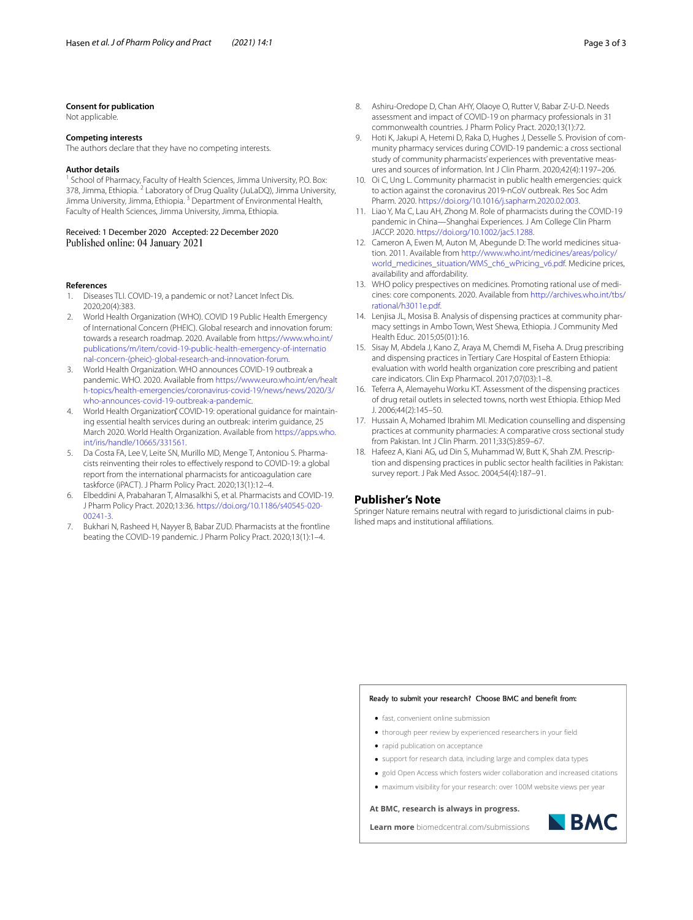### Consent for publication
Not applicable.

### Competing interests
The authors declare that they have no competing interests.

### Author details
[1] School of Pharmacy, Faculty of Health Sciences, Jimma University, P.O. Box: 378, Jimma, Ethiopia. [2] Laboratory of Drug Quality (JuLaDQ), Jimma University, Jimma University, Jimma, Ethiopia. [3] Department of Environmental Health, Faculty of Health Sciences, Jimma University, Jimma, Ethiopia.

Received: 1 December 2020 Accepted: 22 December 2020
Published online: 04 January 2021

### References
1. Diseases TLI. COVID-19, a pandemic or not? Lancet Infect Dis. 2020;20(4):383.
2. World Health Organization (WHO). COVID 19 Public Health Emergency of International Concern (PHEIC). Global research and innovation forum: towards a research roadmap. 2020. Available from https://www.who.int/publications/m/item/covid-19-public-health-emergency-of-international-concern-(pheic)-global-research-and-innovation-forum.
3. World Health Organization. WHO announces COVID-19 outbreak a pandemic. WHO. 2020. Available from https://www.euro.who.int/en/health-topics/health-emergencies/coronavirus-covid-19/news/news/2020/3/who-announces-covid-19-outbreak-a-pandemic.
4. World Health Organization. COVID-19: operational guidance for maintaining essential health services during an outbreak: interim guidance, 25 March 2020. World Health Organization. Available from https://apps.who.int/iris/handle/10665/331561.
5. Da Costa FA, Lee V, Leite SN, Murillo MD, Menge T, Antoniou S. Pharmacists reinventing their roles to effectively respond to COVID-19: a global report from the international pharmacists for anticoagulation care taskforce (iPACT). J Pharm Policy Pract. 2020;13(1):12–4.
6. Elbeddini A, Prabaharan T, Almasalkhi S, et al. Pharmacists and COVID-19. J Pharm Policy Pract. 2020;13:36. https://doi.org/10.1186/s40545-020-00241-3.
7. Bukhari N, Rasheed H, Nayyer B, Babar ZUD. Pharmacists at the frontline beating the COVID-19 pandemic. J Pharm Policy Pract. 2020;13(1):1–4.
8. Ashiru-Oredope D, Chan AHY, Olaoye O, Rutter V, Babar Z-U-D. Needs assessment and impact of COVID-19 on pharmacy professionals in 31 commonwealth countries. J Pharm Policy Pract. 2020;13(1):72.
9. Hoti K, Jakupi A, Hetemi D, Raka D, Hughes J, Desselle S. Provision of community pharmacy services during COVID-19 pandemic: a cross sectional study of community pharmacists' experiences with preventative measures and sources of information. Int J Clin Pharm. 2020;42(4):1197–206.
10. Oi C, Ung L. Community pharmacist in public health emergencies: quick to action against the coronavirus 2019-nCoV outbreak. Res Soc Adm Pharm. 2020. https://doi.org/10.1016/j.sapharm.2020.02.003.
11. Liao Y, Ma C, Lau AH, Zhong M. Role of pharmacists during the COVID-19 pandemic in China—Shanghai Experiences. J Am College Clin Pharm JACCP. 2020. https://doi.org/10.1002/jac5.1288.
12. Cameron A, Ewen M, Auton M, Abegunde D: The world medicines situation. 2011. Available from http://www.who.int/medicines/areas/policy/world_medicines_situation/WMS_ch6_wPricing_v6.pdf. Medicine prices, availability and affordability.
13. WHO policy perspectives on medicines. Promoting rational use of medicines: core components. 2020. Available from http://archives.who.int/tbs/rational/h3011e.pdf.
14. Lenjisa JL, Mosisa B. Analysis of dispensing practices at community pharmacy settings in Ambo Town, West Shewa, Ethiopia. J Community Med Health Educ. 2015;05(01):16.
15. Sisay M, Abdela J, Kano Z, Araya M, Chemdi M, Fiseha A. Drug prescribing and dispensing practices in Tertiary Care Hospital of Eastern Ethiopia: evaluation with world health organization core prescribing and patient care indicators. Clin Exp Pharmacol. 2017;07(03):1–8.
16. Teferra A, Alemayehu Worku KT. Assessment of the dispensing practices of drug retail outlets in selected towns, north west Ethiopia. Ethiop Med J. 2006;44(2):145–50.
17. Hussain A, Mohamed Ibrahim MI. Medication counselling and dispensing practices at community pharmacies: A comparative cross sectional study from Pakistan. Int J Clin Pharm. 2011;33(5):859–67.
18. Hafeez A, Kiani AG, ud Din S, Muhammad W, Butt K, Shah ZM. Prescription and dispensing practices in public sector health facilities in Pakistan: survey report. J Pak Med Assoc. 2004;54(4):187–91.

## Publisher's Note
Springer Nature remains neutral with regard to jurisdictional claims in published maps and institutional affiliations.

Ready to submit your research? Choose BMC and benefit from:

- fast, convenient online submission
- thorough peer review by experienced researchers in your field
- rapid publication on acceptance
- support for research data, including large and complex data types
- gold Open Access which fosters wider collaboration and increased citations
- maximum visibility for your research: over 100M website views per year

**At BMC, research is always in progress.**

**Learn more** biomedcentral.com/submissions

BMC